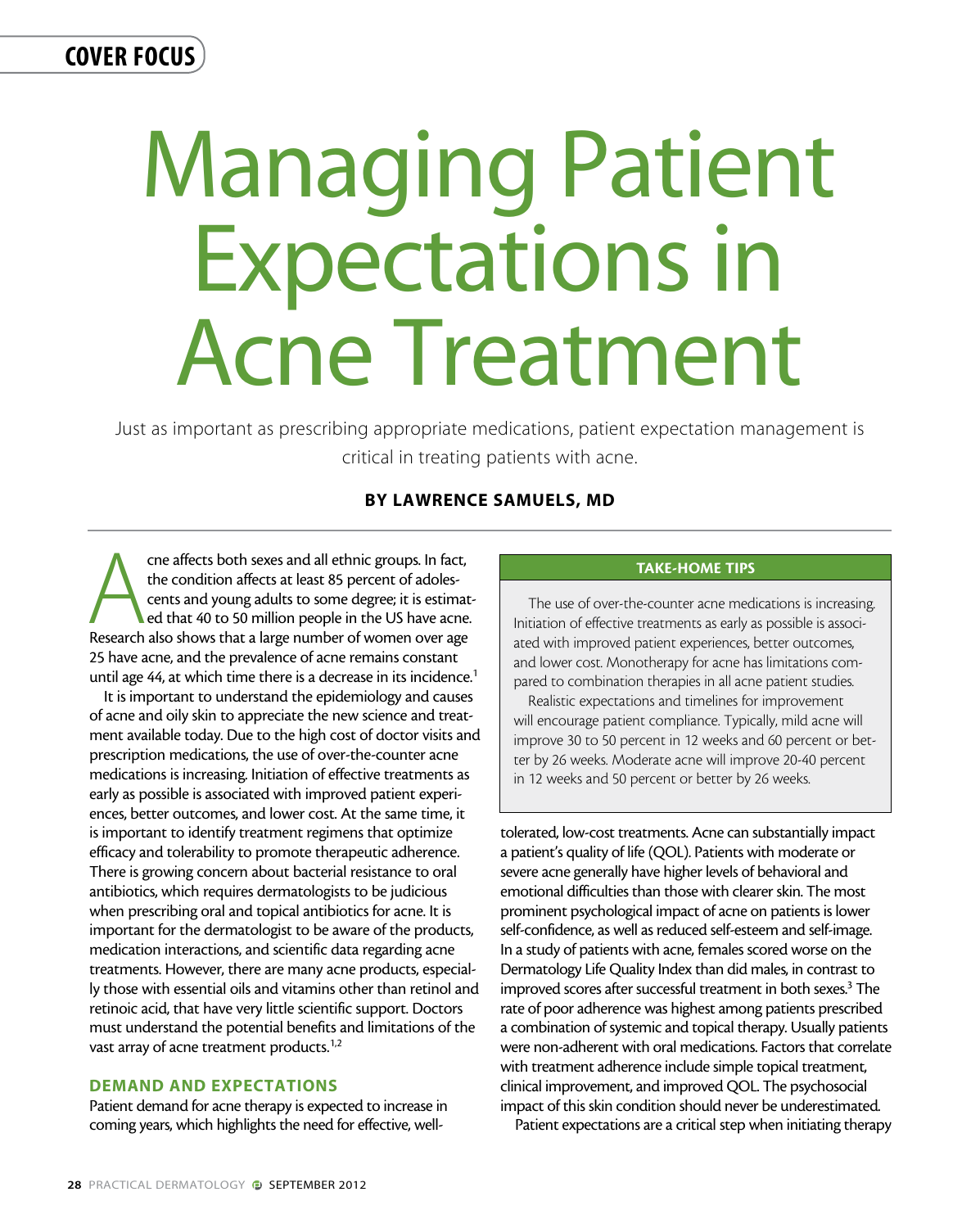COVER FOCUS

# Managing Patient Expectations in Acne Treatment

Just as important as prescribing appropriate medications, patient expectation management is critical in treating patients with acne.

**BY LAWRENCE SAMUELS, MD**

Acne affects both sexes and all ethnic groups. In fact, the condition affects at least 85 percent of adolescents and young adults to some degree; it is estimated that 40 to 50 million people in the US have acne. Research also shows that a large number of women over age 25 have acne, and the prevalence of acne remains constant until age 44, at which time there is a decrease in its incidence.[1]

It is important to understand the epidemiology and causes of acne and oily skin to appreciate the new science and treatment available today. Due to the high cost of doctor visits and prescription medications, the use of over-the-counter acne medications is increasing. Initiation of effective treatments as early as possible is associated with improved patient experiences, better outcomes, and lower cost. At the same time, it is important to identify treatment regimens that optimize efficacy and tolerability to promote therapeutic adherence. There is growing concern about bacterial resistance to oral antibiotics, which requires dermatologists to be judicious when prescribing oral and topical antibiotics for acne. It is important for the dermatologist to be aware of the products, medication interactions, and scientific data regarding acne treatments. However, there are many acne products, especially those with essential oils and vitamins other than retinol and retinoic acid, that have very little scientific support. Doctors must understand the potential benefits and limitations of the vast array of acne treatment products.[1,2]

> **TAKE-HOME TIPS**
>
> The use of over-the-counter acne medications is increasing. Initiation of effective treatments as early as possible is associated with improved patient experiences, better outcomes, and lower cost. Monotherapy for acne has limitations compared to combination therapies in all acne patient studies.
>
> Realistic expectations and timelines for improvement will encourage patient compliance. Typically, mild acne will improve 30 to 50 percent in 12 weeks and 60 percent or better by 26 weeks. Moderate acne will improve 20-40 percent in 12 weeks and 50 percent or better by 26 weeks.

## DEMAND AND EXPECTATIONS

Patient demand for acne therapy is expected to increase in coming years, which highlights the need for effective, well-tolerated, low-cost treatments. Acne can substantially impact a patient's quality of life (QOL). Patients with moderate or severe acne generally have higher levels of behavioral and emotional difficulties than those with clearer skin. The most prominent psychological impact of acne on patients is lower self-confidence, as well as reduced self-esteem and self-image. In a study of patients with acne, females scored worse on the Dermatology Life Quality Index than did males, in contrast to improved scores after successful treatment in both sexes.[3] The rate of poor adherence was highest among patients prescribed a combination of systemic and topical therapy. Usually patients were non-adherent with oral medications. Factors that correlate with treatment adherence include simple topical treatment, clinical improvement, and improved QOL. The psychosocial impact of this skin condition should never be underestimated.

Patient expectations are a critical step when initiating therapy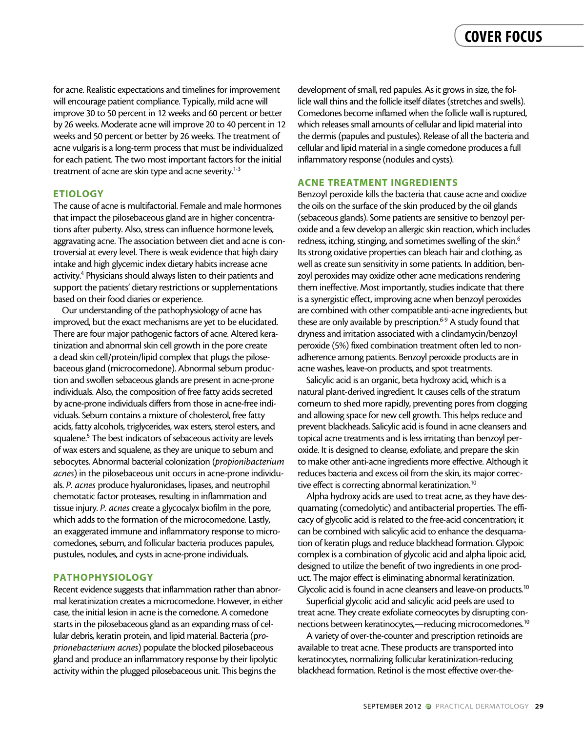for acne. Realistic expectations and timelines for improvement will encourage patient compliance. Typically, mild acne will improve 30 to 50 percent in 12 weeks and 60 percent or better by 26 weeks. Moderate acne will improve 20 to 40 percent in 12 weeks and 50 percent or better by 26 weeks. The treatment of acne vulgaris is a long-term process that must be individualized for each patient. The two most important factors for the initial treatment of acne are skin type and acne severity.[1-3]

## ETIOLOGY

The cause of acne is multifactorial. Female and male hormones that impact the pilosebaceous gland are in higher concentrations after puberty. Also, stress can influence hormone levels, aggravating acne. The association between diet and acne is controversial at every level. There is weak evidence that high dairy intake and high glycemic index dietary habits increase acne activity.[4] Physicians should always listen to their patients and support the patients' dietary restrictions or supplementations based on their food diaries or experience.

Our understanding of the pathophysiology of acne has improved, but the exact mechanisms are yet to be elucidated. There are four major pathogenic factors of acne. Altered keratinization and abnormal skin cell growth in the pore create a dead skin cell/protein/lipid complex that plugs the pilosebaceous gland (microcomedone). Abnormal sebum production and swollen sebaceous glands are present in acne-prone individuals. Also, the composition of free fatty acids secreted by acne-prone individuals differs from those in acne-free individuals. Sebum contains a mixture of cholesterol, free fatty acids, fatty alcohols, triglycerides, wax esters, sterol esters, and squalene.[5] The best indicators of sebaceous activity are levels of wax esters and squalene, as they are unique to sebum and sebocytes. Abnormal bacterial colonization (*propionibacterium acnes*) in the pilosebaceous unit occurs in acne-prone individuals. *P. acnes* produce hyaluronidases, lipases, and neutrophil chemotatic factor proteases, resulting in inflammation and tissue injury. *P. acnes* create a glycocalyx biofilm in the pore, which adds to the formation of the microcomedone. Lastly, an exaggerated immune and inflammatory response to microcomedones, sebum, and follicular bacteria produces papules, pustules, nodules, and cysts in acne-prone individuals.

## PATHOPHYSIOLOGY

Recent evidence suggests that inflammation rather than abnormal keratinization creates a microcomedone. However, in either case, the initial lesion in acne is the comedone. A comedone starts in the pilosebaceous gland as an expanding mass of cellular debris, keratin protein, and lipid material. Bacteria (*proprionebacterium acnes*) populate the blocked pilosebaceous gland and produce an inflammatory response by their lipolytic activity within the plugged pilosebaceous unit. This begins the development of small, red papules. As it grows in size, the follicle wall thins and the follicle itself dilates (stretches and swells). Comedones become inflamed when the follicle wall is ruptured, which releases small amounts of cellular and lipid material into the dermis (papules and pustules). Release of all the bacteria and cellular and lipid material in a single comedone produces a full inflammatory response (nodules and cysts).

## ACNE TREATMENT INGREDIENTS

Benzoyl peroxide kills the bacteria that cause acne and oxidize the oils on the surface of the skin produced by the oil glands (sebaceous glands). Some patients are sensitive to benzoyl peroxide and a few develop an allergic skin reaction, which includes redness, itching, stinging, and sometimes swelling of the skin.[6] Its strong oxidative properties can bleach hair and clothing, as well as create sun sensitivity in some patients. In addition, benzoyl peroxides may oxidize other acne medications rendering them ineffective. Most importantly, studies indicate that there is a synergistic effect, improving acne when benzoyl peroxides are combined with other compatible anti-acne ingredients, but these are only available by prescription.[6-9] A study found that dryness and irritation associated with a clindamycin/benzoyl peroxide (5%) fixed combination treatment often led to non-adherence among patients. Benzoyl peroxide products are in acne washes, leave-on products, and spot treatments.

Salicylic acid is an organic, beta hydroxy acid, which is a natural plant-derived ingredient. It causes cells of the stratum corneum to shed more rapidly, preventing pores from clogging and allowing space for new cell growth. This helps reduce and prevent blackheads. Salicylic acid is found in acne cleansers and topical acne treatments and is less irritating than benzoyl peroxide. It is designed to cleanse, exfoliate, and prepare the skin to make other anti-acne ingredients more effective. Although it reduces bacteria and excess oil from the skin, its major corrective effect is correcting abnormal keratinization.[10]

Alpha hydroxy acids are used to treat acne, as they have desquamating (comedolytic) and antibacterial properties. The efficacy of glycolic acid is related to the free-acid concentration; it can be combined with salicylic acid to enhance the desquamation of keratin plugs and reduce blackhead formation. Glypoic complex is a combination of glycolic acid and alpha lipoic acid, designed to utilize the benefit of two ingredients in one product. The major effect is eliminating abnormal keratinization. Glycolic acid is found in acne cleansers and leave-on products.[10]

Superficial glycolic acid and salicylic acid peels are used to treat acne. They create exfoliate corneocytes by disrupting connections between keratinocytes,—reducing microcomedones.[10]

A variety of over-the-counter and prescription retinoids are available to treat acne. These products are transported into keratinocytes, normalizing follicular keratinization-reducing blackhead formation. Retinol is the most effective over-the-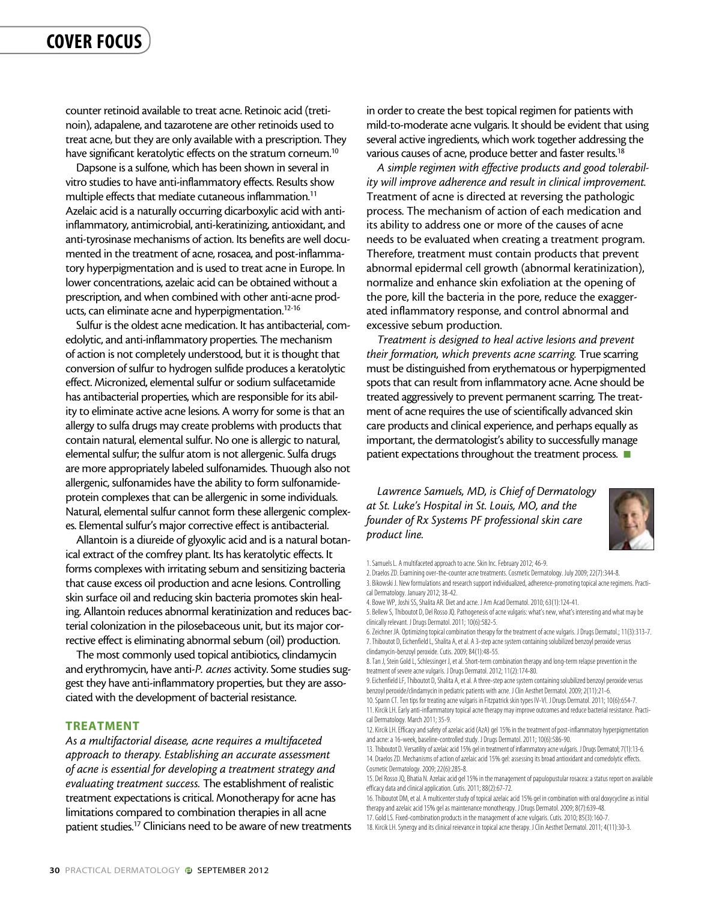counter retinoid available to treat acne. Retinoic acid (tretinoin), adapalene, and tazarotene are other retinoids used to treat acne, but they are only available with a prescription. They have significant keratolytic effects on the stratum corneum.[10]

Dapsone is a sulfone, which has been shown in several in vitro studies to have anti-inflammatory effects. Results show multiple effects that mediate cutaneous inflammation.[11] Azelaic acid is a naturally occurring dicarboxylic acid with anti-inflammatory, antimicrobial, anti-keratinizing, antioxidant, and anti-tyrosinase mechanisms of action. Its benefits are well documented in the treatment of acne, rosacea, and post-inflammatory hyperpigmentation and is used to treat acne in Europe. In lower concentrations, azelaic acid can be obtained without a prescription, and when combined with other anti-acne products, can eliminate acne and hyperpigmentation.[12-16]

Sulfur is the oldest acne medication. It has antibacterial, comedolytic, and anti-inflammatory properties. The mechanism of action is not completely understood, but it is thought that conversion of sulfur to hydrogen sulfide produces a keratolytic effect. Micronized, elemental sulfur or sodium sulfacetamide has antibacterial properties, which are responsible for its ability to eliminate active acne lesions. A worry for some is that an allergy to sulfa drugs may create problems with products that contain natural, elemental sulfur. No one is allergic to natural, elemental sulfur; the sulfur atom is not allergenic. Sulfa drugs are more appropriately labeled sulfonamides. Thuough also not allergenic, sulfonamides have the ability to form sulfonamide-protein complexes that can be allergenic in some individuals. Natural, elemental sulfur cannot form these allergenic complexes. Elemental sulfur's major corrective effect is antibacterial.

Allantoin is a diureide of glyoxylic acid and is a natural botanical extract of the comfrey plant. Its has keratolytic effects. It forms complexes with irritating sebum and sensitizing bacteria that cause excess oil production and acne lesions. Controlling skin surface oil and reducing skin bacteria promotes skin healing. Allantoin reduces abnormal keratinization and reduces bacterial colonization in the pilosebaceous unit, but its major corrective effect is eliminating abnormal sebum (oil) production.

The most commonly used topical antibiotics, clindamycin and erythromycin, have anti-*P. acnes* activity. Some studies suggest they have anti-inflammatory properties, but they are associated with the development of bacterial resistance.

## TREATMENT

*As a multifactorial disease, acne requires a multifaceted approach to therapy. Establishing an accurate assessment of acne is essential for developing a treatment strategy and evaluating treatment success.* The establishment of realistic treatment expectations is critical. Monotherapy for acne has limitations compared to combination therapies in all acne patient studies.[17] Clinicians need to be aware of new treatments in order to create the best topical regimen for patients with mild-to-moderate acne vulgaris. It should be evident that using several active ingredients, which work together addressing the various causes of acne, produce better and faster results.[18]

*A simple regimen with effective products and good tolerability will improve adherence and result in clinical improvement.* Treatment of acne is directed at reversing the pathologic process. The mechanism of action of each medication and its ability to address one or more of the causes of acne needs to be evaluated when creating a treatment program. Therefore, treatment must contain products that prevent abnormal epidermal cell growth (abnormal keratinization), normalize and enhance skin exfoliation at the opening of the pore, kill the bacteria in the pore, reduce the exaggerated inflammatory response, and control abnormal and excessive sebum production.

*Treatment is designed to heal active lesions and prevent their formation, which prevents acne scarring.* True scarring must be distinguished from erythematous or hyperpigmented spots that can result from inflammatory acne. Acne should be treated aggressively to prevent permanent scarring. The treatment of acne requires the use of scientifically advanced skin care products and clinical experience, and perhaps equally as important, the dermatologist's ability to successfully manage patient expectations throughout the treatment process. ■

*Lawrence Samuels, MD, is Chief of Dermatology at St. Luke's Hospital in St. Louis, MO, and the founder of Rx Systems PF professional skin care product line.*

1. Samuels L. A multifaceted approach to acne. Skin Inc. February 2012; 46-9.
2. Draelos ZD. Examining over-the-counter acne treatments. Cosmetic Dermatology. July 2009; 22(7):344-8.
3. Bikowski J. New formulations and research support individualized, adherence-promoting topical acne regimens. Practical Dermatology. January 2012; 38-42.
4. Bowe WP, Joshi SS, Shalita AR. Diet and acne. J Am Acad Dermatol. 2010; 63(1):124-41.
5. Bellew S, Thiboutot D, Del Rosso JQ. Pathogenesis of acne vulgaris: what's new, what's interesting and what may be clinically relevant. J Drugs Dermatol. 2011; 10(6):582-5.
6. Zeichner JA. Optimizing topical combination therapy for the treatment of acne vulgaris. J Drugs Dermatol.; 11(3):313-7.
7. Thiboutot D, Eichenfield L, Shalita A, et al. A 3-step acne system containing solubilized benzoyl peroxide versus clindamycin-benzoyl peroxide. Cutis. 2009; 84(1):48-55.
8. Tan J, Stein Gold L, Schlessinger J, et al. Short-term combination therapy and long-term relapse prevention in the treatment of severe acne vulgaris. J Drugs Dermatol. 2012; 11(2):174-80.
9. Eichenfield LF, Thiboutot D, Shalita A, et al. A three-step acne system containing solubilized benzoyl peroxide versus benzoyl peroxide/clindamycin in pediatric patients with acne. J Clin Aesthet Dermatol. 2009; 2(11):21-6.
10. Spann CT. Ten tips for treating acne vulgaris in Fitzpatrick skin types IV–VI. J Drugs Dermatol. 2011; 10(6):654-7.
11. Kircik LH. Early anti-inflammatory topical acne therapy may improve outcomes and reduce bacterial resistance. Practical Dermatology. March 2011; 35-9.
12. Kircik LH. Efficacy and safety of azelaic acid (AzA) gel 15% in the treatment of post-inflammatory hyperpigmentation and acne: a 16-week, baseline-controlled study. J Drugs Dermatol. 2011; 10(6):586-90.
13. Thiboutot D. Versatility of azelaic acid 15% gel in treatment of inflammatory acne vulgaris. J Drugs Dermatol; 7(1):13-6.
14. Draelos ZD. Mechanisms of action of azelaic acid 15% gel: assessing its broad antioxidant and comedolytic effects. Cosmetic Dermatology. 2009; 22(6):285-8.
15. Del Rosso JQ, Bhatia N. Azelaic acid gel 15% in the management of papulopustular rosacea: a status report on available efficacy data and clinical application. Cutis. 2011; 88(2):67-72.
16. Thiboutot DM, et al. A multicenter study of topical azelaic acid 15% gel in combination with oral doxycycline as initial therapy and azelaic acid 15% gel as maintenance monotherapy. J Drugs Dermatol. 2009; 8(7):639-48.
17. Gold LS. Fixed-combination products in the management of acne vulgaris. Cutis. 2010; 85(3):160-7.
18. Kircik LH. Synergy and its clinical reievance in topical acne therapy. J Clin Aesthet Dermatol. 2011; 4(11):30-3.